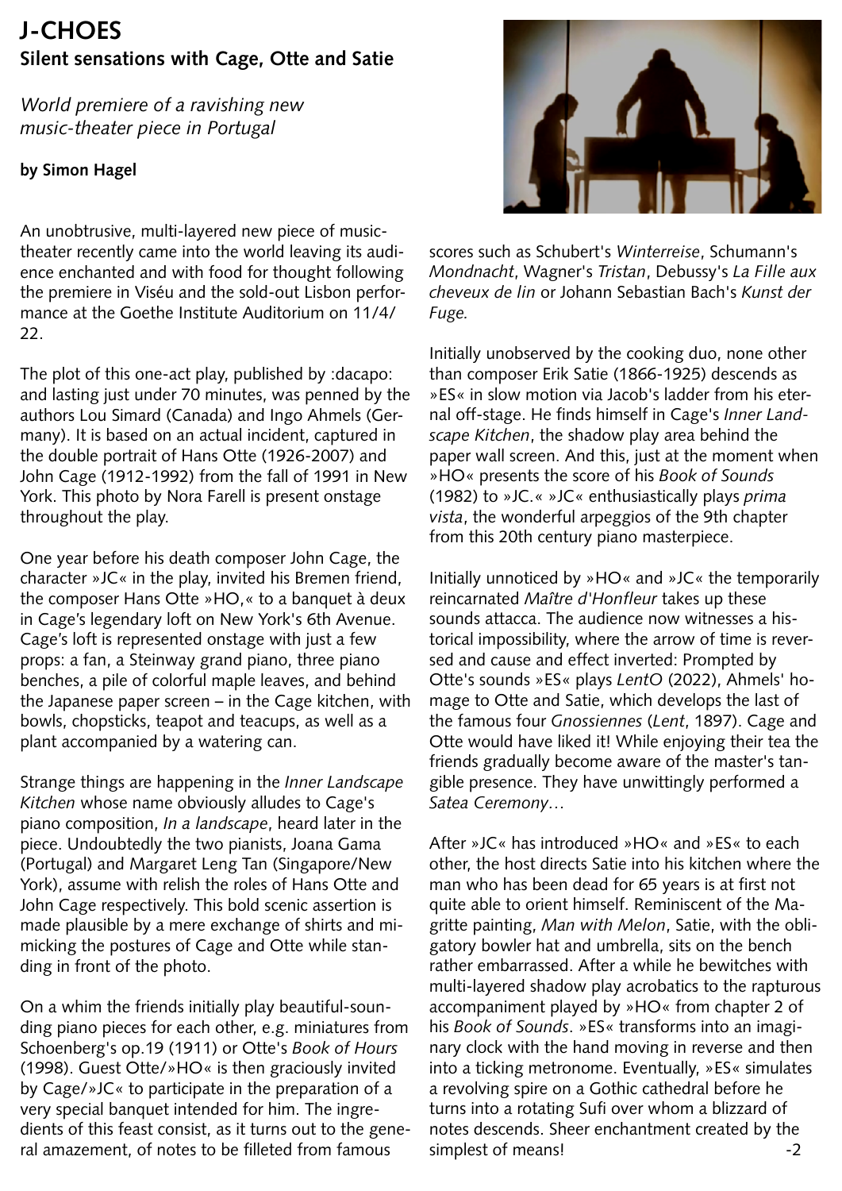# J-CHOES

## Silent sensations with Cage, Otte and Satie

*World premiere of a ravishing new music-theater piece in Portugal*

**by Simon Hagel**

An unobtrusive, multi-layered new piece of music-theater recently came into the world leaving its audience enchanted and with food for thought following the premiere in Viséu and the sold-out Lisbon performance at the Goethe Institute Auditorium on 11/4/22.

The plot of this one-act play, published by :dacapo: and lasting just under 70 minutes, was penned by the authors Lou Simard (Canada) and Ingo Ahmels (Germany). It is based on an actual incident, captured in the double portrait of Hans Otte (1926-2007) and John Cage (1912-1992) from the fall of 1991 in New York. This photo by Nora Farell is present onstage throughout the play.

One year before his death composer John Cage, the character »JC« in the play, invited his Bremen friend, the composer Hans Otte »HO,« to a banquet à deux in Cage's legendary loft on New York's 6th Avenue. Cage's loft is represented onstage with just a few props: a fan, a Steinway grand piano, three piano benches, a pile of colorful maple leaves, and behind the Japanese paper screen – in the Cage kitchen, with bowls, chopsticks, teapot and teacups, as well as a plant accompanied by a watering can.

Strange things are happening in the *Inner Landscape Kitchen* whose name obviously alludes to Cage's piano composition, *In a landscape*, heard later in the piece. Undoubtedly the two pianists, Joana Gama (Portugal) and Margaret Leng Tan (Singapore/New York), assume with relish the roles of Hans Otte and John Cage respectively. This bold scenic assertion is made plausible by a mere exchange of shirts and mimicking the postures of Cage and Otte while standing in front of the photo.

On a whim the friends initially play beautiful-sounding piano pieces for each other, e.g. miniatures from Schoenberg's op.19 (1911) or Otte's *Book of Hours* (1998). Guest Otte/»HO« is then graciously invited by Cage/»JC« to participate in the preparation of a very special banquet intended for him. The ingredients of this feast consist, as it turns out to the general amazement, of notes to be filleted from famous scores such as Schubert's *Winterreise*, Schumann's *Mondnacht*, Wagner's *Tristan*, Debussy's *La Fille aux cheveux de lin* or Johann Sebastian Bach's *Kunst der Fuge.*

Initially unobserved by the cooking duo, none other than composer Erik Satie (1866-1925) descends as »ES« in slow motion via Jacob's ladder from his eternal off-stage. He finds himself in Cage's *Inner Landscape Kitchen*, the shadow play area behind the paper wall screen. And this, just at the moment when »HO« presents the score of his *Book of Sounds* (1982) to »JC.« »JC« enthusiastically plays *prima vista*, the wonderful arpeggios of the 9th chapter from this 20th century piano masterpiece.

Initially unnoticed by »HO« and »JC« the temporarily reincarnated *Maître d'Honfleur* takes up these sounds attacca. The audience now witnesses a historical impossibility, where the arrow of time is reversed and cause and effect inverted: Prompted by Otte's sounds »ES« plays *LentO* (2022), Ahmels' homage to Otte and Satie, which develops the last of the famous four *Gnossiennes* (*Lent*, 1897). Cage and Otte would have liked it! While enjoying their tea the friends gradually become aware of the master's tangible presence. They have unwittingly performed a *Satea Ceremony*…

After »JC« has introduced »HO« and »ES« to each other, the host directs Satie into his kitchen where the man who has been dead for 65 years is at first not quite able to orient himself. Reminiscent of the Magritte painting, *Man with Melon*, Satie, with the obligatory bowler hat and umbrella, sits on the bench rather embarrassed. After a while he bewitches with multi-layered shadow play acrobatics to the rapturous accompaniment played by »HO« from chapter 2 of his *Book of Sounds*. »ES« transforms into an imaginary clock with the hand moving in reverse and then into a ticking metronome. Eventually, »ES« simulates a revolving spire on a Gothic cathedral before he turns into a rotating Sufi over whom a blizzard of notes descends. Sheer enchantment created by the simplest of means!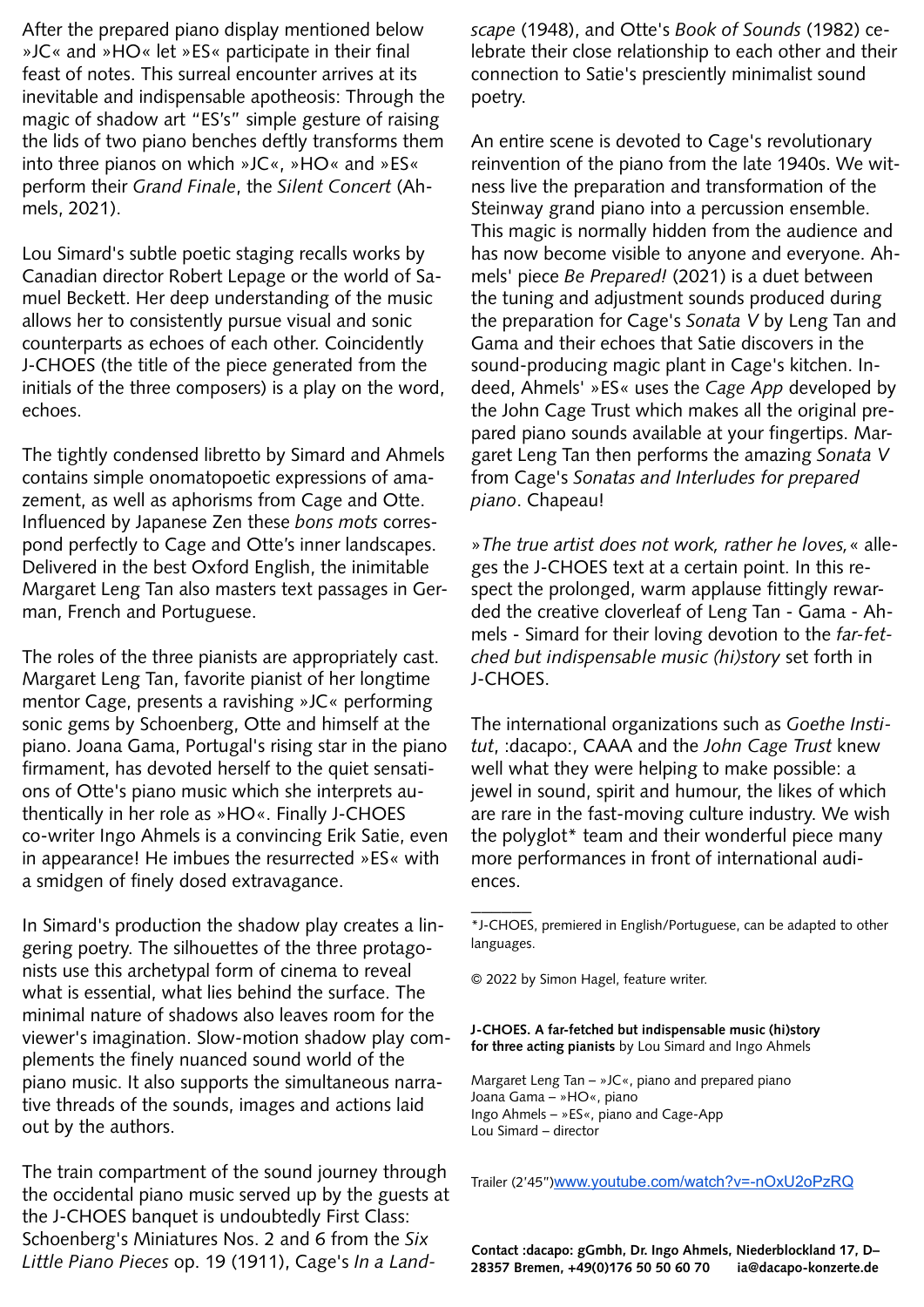After the prepared piano display mentioned below »JC« and »HO« let »ES« participate in their final feast of notes. This surreal encounter arrives at its inevitable and indispensable apotheosis: Through the magic of shadow art "ES's" simple gesture of raising the lids of two piano benches deftly transforms them into three pianos on which »JC«, »HO« and »ES« perform their *Grand Finale*, the *Silent Concert* (Ahmels, 2021).

Lou Simard's subtle poetic staging recalls works by Canadian director Robert Lepage or the world of Samuel Beckett. Her deep understanding of the music allows her to consistently pursue visual and sonic counterparts as echoes of each other. Coincidently J-CHOES (the title of the piece generated from the initials of the three composers) is a play on the word, echoes.

The tightly condensed libretto by Simard and Ahmels contains simple onomatopoetic expressions of amazement, as well as aphorisms from Cage and Otte. Influenced by Japanese Zen these *bons mots* correspond perfectly to Cage and Otte's inner landscapes. Delivered in the best Oxford English, the inimitable Margaret Leng Tan also masters text passages in German, French and Portuguese.

The roles of the three pianists are appropriately cast. Margaret Leng Tan, favorite pianist of her longtime mentor Cage, presents a ravishing »JC« performing sonic gems by Schoenberg, Otte and himself at the piano. Joana Gama, Portugal's rising star in the piano firmament, has devoted herself to the quiet sensations of Otte's piano music which she interprets authentically in her role as »HO«. Finally J-CHOES co-writer Ingo Ahmels is a convincing Erik Satie, even in appearance! He imbues the resurrected »ES« with a smidgen of finely dosed extravagance.

In Simard's production the shadow play creates a lingering poetry. The silhouettes of the three protagonists use this archetypal form of cinema to reveal what is essential, what lies behind the surface. The minimal nature of shadows also leaves room for the viewer's imagination. Slow-motion shadow play complements the finely nuanced sound world of the piano music. It also supports the simultaneous narrative threads of the sounds, images and actions laid out by the authors.

The train compartment of the sound journey through the occidental piano music served up by the guests at the J-CHOES banquet is undoubtedly First Class: Schoenberg's Miniatures Nos. 2 and 6 from the *Six Little Piano Pieces* op. 19 (1911), Cage's *In a Landscape* (1948), and Otte's *Book of Sounds* (1982) celebrate their close relationship to each other and their connection to Satie's presciently minimalist sound poetry.

An entire scene is devoted to Cage's revolutionary reinvention of the piano from the late 1940s. We witness live the preparation and transformation of the Steinway grand piano into a percussion ensemble. This magic is normally hidden from the audience and has now become visible to anyone and everyone. Ahmels' piece *Be Prepared!* (2021) is a duet between the tuning and adjustment sounds produced during the preparation for Cage's *Sonata V* by Leng Tan and Gama and their echoes that Satie discovers in the sound-producing magic plant in Cage's kitchen. Indeed, Ahmels' »ES« uses the *Cage App* developed by the John Cage Trust which makes all the original prepared piano sounds available at your fingertips. Margaret Leng Tan then performs the amazing *Sonata V* from Cage's *Sonatas and Interludes for prepared piano*. Chapeau!

»*The true artist does not work, rather he loves,*« alleges the J-CHOES text at a certain point. In this respect the prolonged, warm applause fittingly rewarded the creative cloverleaf of Leng Tan - Gama - Ahmels - Simard for their loving devotion to the *far-fetched but indispensable music (hi)story* set forth in J-CHOES.

The international organizations such as *Goethe Institut*, :dacapo:, CAAA and the *John Cage Trust* knew well what they were helping to make possible: a jewel in sound, spirit and humour, the likes of which are rare in the fast-moving culture industry. We wish the polyglot* team and their wonderful piece many more performances in front of international audiences.

______

*J-CHOES, premiered in English/Portuguese, can be adapted to other languages.

© 2022 by Simon Hagel, feature writer.

**J-CHOES. A far-fetched but indispensable music (hi)story for three acting pianists** by Lou Simard and Ingo Ahmels

Margaret Leng Tan – »JC«, piano and prepared piano
Joana Gama – »HO«, piano
Ingo Ahmels – »ES«, piano and Cage-App
Lou Simard – director

Trailer (2'45") www.youtube.com/watch?v=-nOxU2oPzRQ

**Contact :dacapo: gGmbh, Dr. Ingo Ahmels, Niederblockland 17, D–28357 Bremen, +49(0)176 50 50 60 70 ia@dacapo-konzerte.de**